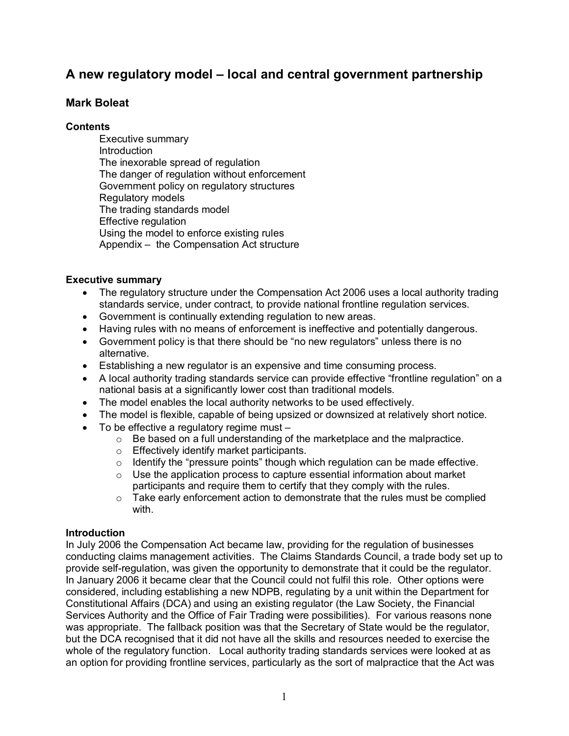# A new regulatory model – local and central government partnership

## Mark Boleat

### Contents

- Executive summary
- Introduction
- The inexorable spread of regulation
- The danger of regulation without enforcement
- Government policy on regulatory structures
- Regulatory models
- The trading standards model
- Effective regulation
- Using the model to enforce existing rules
- Appendix – the Compensation Act structure

### Executive summary

- The regulatory structure under the Compensation Act 2006 uses a local authority trading standards service, under contract, to provide national frontline regulation services.
- Government is continually extending regulation to new areas.
- Having rules with no means of enforcement is ineffective and potentially dangerous.
- Government policy is that there should be "no new regulators" unless there is no alternative.
- Establishing a new regulator is an expensive and time consuming process.
- A local authority trading standards service can provide effective "frontline regulation" on a national basis at a significantly lower cost than traditional models.
- The model enables the local authority networks to be used effectively.
- The model is flexible, capable of being upsized or downsized at relatively short notice.
- To be effective a regulatory regime must –
  - Be based on a full understanding of the marketplace and the malpractice.
  - Effectively identify market participants.
  - Identify the "pressure points" though which regulation can be made effective.
  - Use the application process to capture essential information about market participants and require them to certify that they comply with the rules.
  - Take early enforcement action to demonstrate that the rules must be complied with.

### Introduction

In July 2006 the Compensation Act became law, providing for the regulation of businesses conducting claims management activities. The Claims Standards Council, a trade body set up to provide self-regulation, was given the opportunity to demonstrate that it could be the regulator. In January 2006 it became clear that the Council could not fulfil this role. Other options were considered, including establishing a new NDPB, regulating by a unit within the Department for Constitutional Affairs (DCA) and using an existing regulator (the Law Society, the Financial Services Authority and the Office of Fair Trading were possibilities). For various reasons none was appropriate. The fallback position was that the Secretary of State would be the regulator, but the DCA recognised that it did not have all the skills and resources needed to exercise the whole of the regulatory function. Local authority trading standards services were looked at as an option for providing frontline services, particularly as the sort of malpractice that the Act was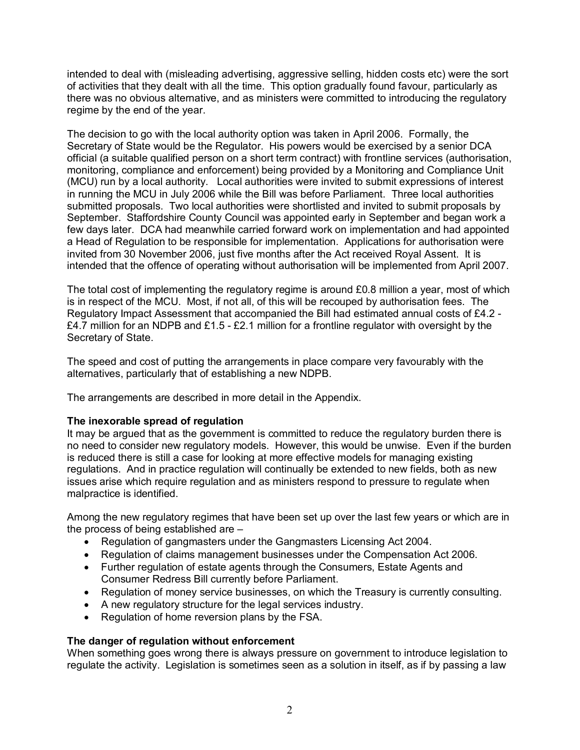intended to deal with (misleading advertising, aggressive selling, hidden costs etc) were the sort of activities that they dealt with all the time. This option gradually found favour, particularly as there was no obvious alternative, and as ministers were committed to introducing the regulatory regime by the end of the year.

The decision to go with the local authority option was taken in April 2006. Formally, the Secretary of State would be the Regulator. His powers would be exercised by a senior DCA official (a suitable qualified person on a short term contract) with frontline services (authorisation, monitoring, compliance and enforcement) being provided by a Monitoring and Compliance Unit (MCU) run by a local authority. Local authorities were invited to submit expressions of interest in running the MCU in July 2006 while the Bill was before Parliament. Three local authorities submitted proposals. Two local authorities were shortlisted and invited to submit proposals by September. Staffordshire County Council was appointed early in September and began work a few days later. DCA had meanwhile carried forward work on implementation and had appointed a Head of Regulation to be responsible for implementation. Applications for authorisation were invited from 30 November 2006, just five months after the Act received Royal Assent. It is intended that the offence of operating without authorisation will be implemented from April 2007.

The total cost of implementing the regulatory regime is around £0.8 million a year, most of which is in respect of the MCU. Most, if not all, of this will be recouped by authorisation fees. The Regulatory Impact Assessment that accompanied the Bill had estimated annual costs of £4.2 - £4.7 million for an NDPB and £1.5 - £2.1 million for a frontline regulator with oversight by the Secretary of State.

The speed and cost of putting the arrangements in place compare very favourably with the alternatives, particularly that of establishing a new NDPB.

The arrangements are described in more detail in the Appendix.

**The inexorable spread of regulation**

It may be argued that as the government is committed to reduce the regulatory burden there is no need to consider new regulatory models. However, this would be unwise. Even if the burden is reduced there is still a case for looking at more effective models for managing existing regulations. And in practice regulation will continually be extended to new fields, both as new issues arise which require regulation and as ministers respond to pressure to regulate when malpractice is identified.

Among the new regulatory regimes that have been set up over the last few years or which are in the process of being established are –

- Regulation of gangmasters under the Gangmasters Licensing Act 2004.
- Regulation of claims management businesses under the Compensation Act 2006.
- Further regulation of estate agents through the Consumers, Estate Agents and Consumer Redress Bill currently before Parliament.
- Regulation of money service businesses, on which the Treasury is currently consulting.
- A new regulatory structure for the legal services industry.
- Regulation of home reversion plans by the FSA.

**The danger of regulation without enforcement**

When something goes wrong there is always pressure on government to introduce legislation to regulate the activity. Legislation is sometimes seen as a solution in itself, as if by passing a law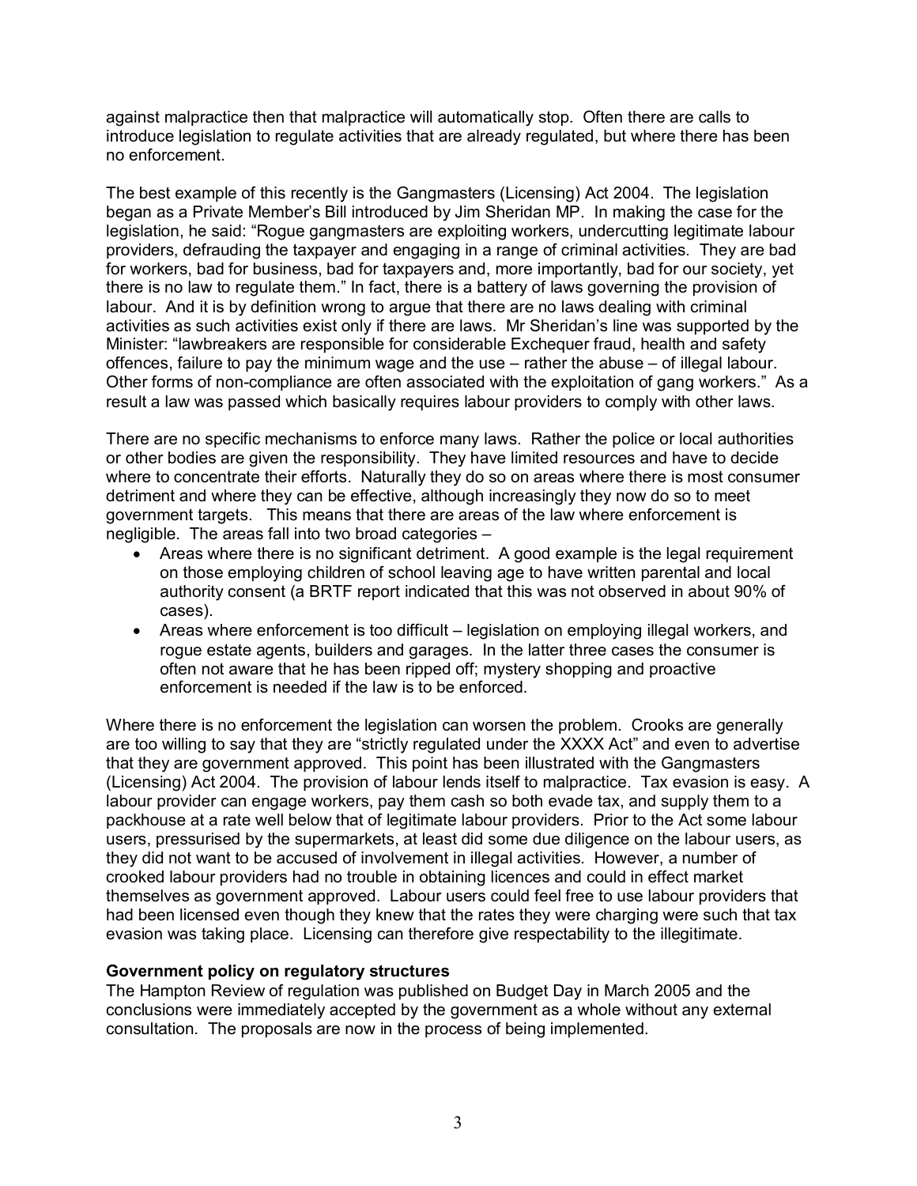against malpractice then that malpractice will automatically stop. Often there are calls to introduce legislation to regulate activities that are already regulated, but where there has been no enforcement.

The best example of this recently is the Gangmasters (Licensing) Act 2004. The legislation began as a Private Member's Bill introduced by Jim Sheridan MP. In making the case for the legislation, he said: "Rogue gangmasters are exploiting workers, undercutting legitimate labour providers, defrauding the taxpayer and engaging in a range of criminal activities. They are bad for workers, bad for business, bad for taxpayers and, more importantly, bad for our society, yet there is no law to regulate them." In fact, there is a battery of laws governing the provision of labour. And it is by definition wrong to argue that there are no laws dealing with criminal activities as such activities exist only if there are laws. Mr Sheridan's line was supported by the Minister: "lawbreakers are responsible for considerable Exchequer fraud, health and safety offences, failure to pay the minimum wage and the use – rather the abuse – of illegal labour. Other forms of non-compliance are often associated with the exploitation of gang workers." As a result a law was passed which basically requires labour providers to comply with other laws.

There are no specific mechanisms to enforce many laws. Rather the police or local authorities or other bodies are given the responsibility. They have limited resources and have to decide where to concentrate their efforts. Naturally they do so on areas where there is most consumer detriment and where they can be effective, although increasingly they now do so to meet government targets. This means that there are areas of the law where enforcement is negligible. The areas fall into two broad categories –

- Areas where there is no significant detriment. A good example is the legal requirement on those employing children of school leaving age to have written parental and local authority consent (a BRTF report indicated that this was not observed in about 90% of cases).
- Areas where enforcement is too difficult – legislation on employing illegal workers, and rogue estate agents, builders and garages. In the latter three cases the consumer is often not aware that he has been ripped off; mystery shopping and proactive enforcement is needed if the law is to be enforced.

Where there is no enforcement the legislation can worsen the problem. Crooks are generally are too willing to say that they are "strictly regulated under the XXXX Act" and even to advertise that they are government approved. This point has been illustrated with the Gangmasters (Licensing) Act 2004. The provision of labour lends itself to malpractice. Tax evasion is easy. A labour provider can engage workers, pay them cash so both evade tax, and supply them to a packhouse at a rate well below that of legitimate labour providers. Prior to the Act some labour users, pressurised by the supermarkets, at least did some due diligence on the labour users, as they did not want to be accused of involvement in illegal activities. However, a number of crooked labour providers had no trouble in obtaining licences and could in effect market themselves as government approved. Labour users could feel free to use labour providers that had been licensed even though they knew that the rates they were charging were such that tax evasion was taking place. Licensing can therefore give respectability to the illegitimate.

**Government policy on regulatory structures**

The Hampton Review of regulation was published on Budget Day in March 2005 and the conclusions were immediately accepted by the government as a whole without any external consultation. The proposals are now in the process of being implemented.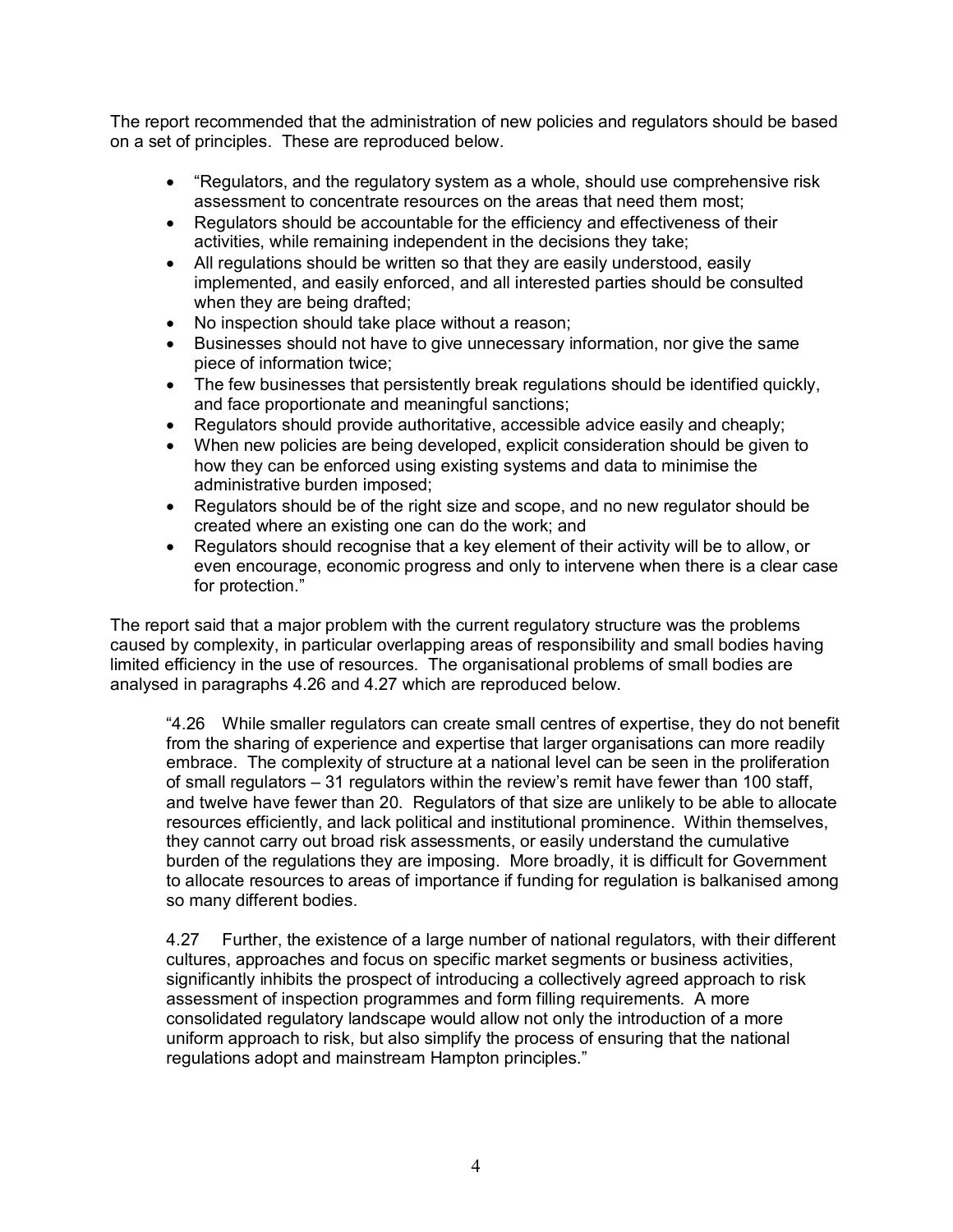The report recommended that the administration of new policies and regulators should be based on a set of principles. These are reproduced below.

- "Regulators, and the regulatory system as a whole, should use comprehensive risk assessment to concentrate resources on the areas that need them most;
- Regulators should be accountable for the efficiency and effectiveness of their activities, while remaining independent in the decisions they take;
- All regulations should be written so that they are easily understood, easily implemented, and easily enforced, and all interested parties should be consulted when they are being drafted;
- No inspection should take place without a reason;
- Businesses should not have to give unnecessary information, nor give the same piece of information twice;
- The few businesses that persistently break regulations should be identified quickly, and face proportionate and meaningful sanctions;
- Regulators should provide authoritative, accessible advice easily and cheaply;
- When new policies are being developed, explicit consideration should be given to how they can be enforced using existing systems and data to minimise the administrative burden imposed;
- Regulators should be of the right size and scope, and no new regulator should be created where an existing one can do the work; and
- Regulators should recognise that a key element of their activity will be to allow, or even encourage, economic progress and only to intervene when there is a clear case for protection."

The report said that a major problem with the current regulatory structure was the problems caused by complexity, in particular overlapping areas of responsibility and small bodies having limited efficiency in the use of resources. The organisational problems of small bodies are analysed in paragraphs 4.26 and 4.27 which are reproduced below.

> "4.26 While smaller regulators can create small centres of expertise, they do not benefit from the sharing of experience and expertise that larger organisations can more readily embrace. The complexity of structure at a national level can be seen in the proliferation of small regulators – 31 regulators within the review's remit have fewer than 100 staff, and twelve have fewer than 20. Regulators of that size are unlikely to be able to allocate resources efficiently, and lack political and institutional prominence. Within themselves, they cannot carry out broad risk assessments, or easily understand the cumulative burden of the regulations they are imposing. More broadly, it is difficult for Government to allocate resources to areas of importance if funding for regulation is balkanised among so many different bodies.
>
> 4.27 Further, the existence of a large number of national regulators, with their different cultures, approaches and focus on specific market segments or business activities, significantly inhibits the prospect of introducing a collectively agreed approach to risk assessment of inspection programmes and form filling requirements. A more consolidated regulatory landscape would allow not only the introduction of a more uniform approach to risk, but also simplify the process of ensuring that the national regulations adopt and mainstream Hampton principles."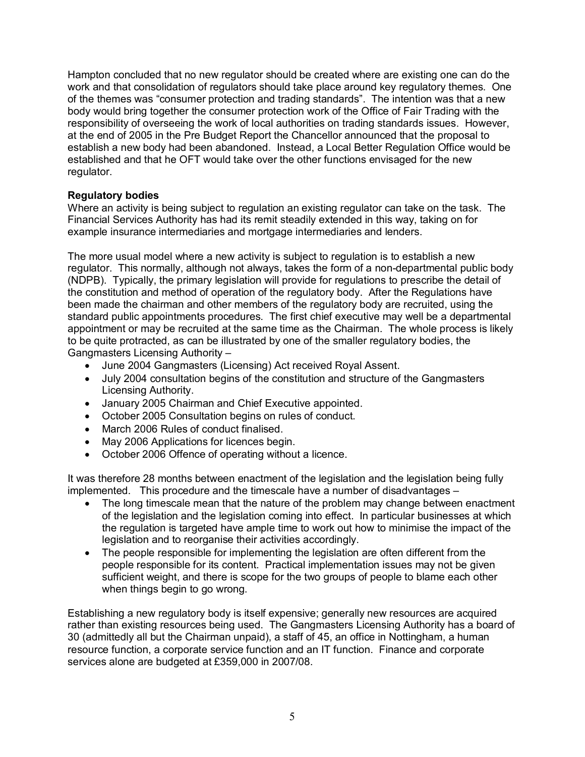Hampton concluded that no new regulator should be created where are existing one can do the work and that consolidation of regulators should take place around key regulatory themes. One of the themes was "consumer protection and trading standards". The intention was that a new body would bring together the consumer protection work of the Office of Fair Trading with the responsibility of overseeing the work of local authorities on trading standards issues. However, at the end of 2005 in the Pre Budget Report the Chancellor announced that the proposal to establish a new body had been abandoned. Instead, a Local Better Regulation Office would be established and that he OFT would take over the other functions envisaged for the new regulator.

**Regulatory bodies**

Where an activity is being subject to regulation an existing regulator can take on the task. The Financial Services Authority has had its remit steadily extended in this way, taking on for example insurance intermediaries and mortgage intermediaries and lenders.

The more usual model where a new activity is subject to regulation is to establish a new regulator. This normally, although not always, takes the form of a non-departmental public body (NDPB). Typically, the primary legislation will provide for regulations to prescribe the detail of the constitution and method of operation of the regulatory body. After the Regulations have been made the chairman and other members of the regulatory body are recruited, using the standard public appointments procedures. The first chief executive may well be a departmental appointment or may be recruited at the same time as the Chairman. The whole process is likely to be quite protracted, as can be illustrated by one of the smaller regulatory bodies, the Gangmasters Licensing Authority –

- June 2004 Gangmasters (Licensing) Act received Royal Assent.
- July 2004 consultation begins of the constitution and structure of the Gangmasters Licensing Authority.
- January 2005 Chairman and Chief Executive appointed.
- October 2005 Consultation begins on rules of conduct.
- March 2006 Rules of conduct finalised.
- May 2006 Applications for licences begin.
- October 2006 Offence of operating without a licence.

It was therefore 28 months between enactment of the legislation and the legislation being fully implemented. This procedure and the timescale have a number of disadvantages –

- The long timescale mean that the nature of the problem may change between enactment of the legislation and the legislation coming into effect. In particular businesses at which the regulation is targeted have ample time to work out how to minimise the impact of the legislation and to reorganise their activities accordingly.
- The people responsible for implementing the legislation are often different from the people responsible for its content. Practical implementation issues may not be given sufficient weight, and there is scope for the two groups of people to blame each other when things begin to go wrong.

Establishing a new regulatory body is itself expensive; generally new resources are acquired rather than existing resources being used. The Gangmasters Licensing Authority has a board of 30 (admittedly all but the Chairman unpaid), a staff of 45, an office in Nottingham, a human resource function, a corporate service function and an IT function. Finance and corporate services alone are budgeted at £359,000 in 2007/08.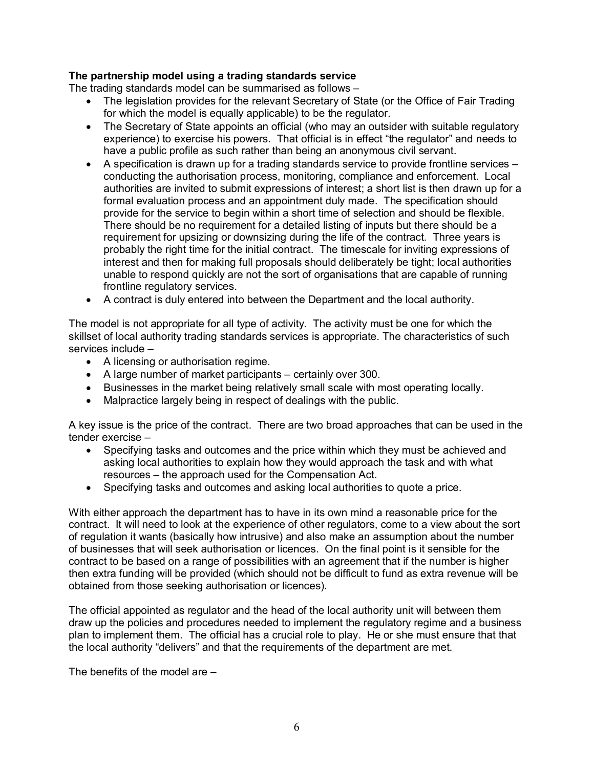**The partnership model using a trading standards service**

The trading standards model can be summarised as follows –

- The legislation provides for the relevant Secretary of State (or the Office of Fair Trading for which the model is equally applicable) to be the regulator.
- The Secretary of State appoints an official (who may an outsider with suitable regulatory experience) to exercise his powers. That official is in effect "the regulator" and needs to have a public profile as such rather than being an anonymous civil servant.
- A specification is drawn up for a trading standards service to provide frontline services – conducting the authorisation process, monitoring, compliance and enforcement. Local authorities are invited to submit expressions of interest; a short list is then drawn up for a formal evaluation process and an appointment duly made. The specification should provide for the service to begin within a short time of selection and should be flexible. There should be no requirement for a detailed listing of inputs but there should be a requirement for upsizing or downsizing during the life of the contract. Three years is probably the right time for the initial contract. The timescale for inviting expressions of interest and then for making full proposals should deliberately be tight; local authorities unable to respond quickly are not the sort of organisations that are capable of running frontline regulatory services.
- A contract is duly entered into between the Department and the local authority.

The model is not appropriate for all type of activity. The activity must be one for which the skillset of local authority trading standards services is appropriate. The characteristics of such services include –

- A licensing or authorisation regime.
- A large number of market participants – certainly over 300.
- Businesses in the market being relatively small scale with most operating locally.
- Malpractice largely being in respect of dealings with the public.

A key issue is the price of the contract. There are two broad approaches that can be used in the tender exercise –

- Specifying tasks and outcomes and the price within which they must be achieved and asking local authorities to explain how they would approach the task and with what resources – the approach used for the Compensation Act.
- Specifying tasks and outcomes and asking local authorities to quote a price.

With either approach the department has to have in its own mind a reasonable price for the contract. It will need to look at the experience of other regulators, come to a view about the sort of regulation it wants (basically how intrusive) and also make an assumption about the number of businesses that will seek authorisation or licences. On the final point is it sensible for the contract to be based on a range of possibilities with an agreement that if the number is higher then extra funding will be provided (which should not be difficult to fund as extra revenue will be obtained from those seeking authorisation or licences).

The official appointed as regulator and the head of the local authority unit will between them draw up the policies and procedures needed to implement the regulatory regime and a business plan to implement them. The official has a crucial role to play. He or she must ensure that that the local authority "delivers" and that the requirements of the department are met.

The benefits of the model are –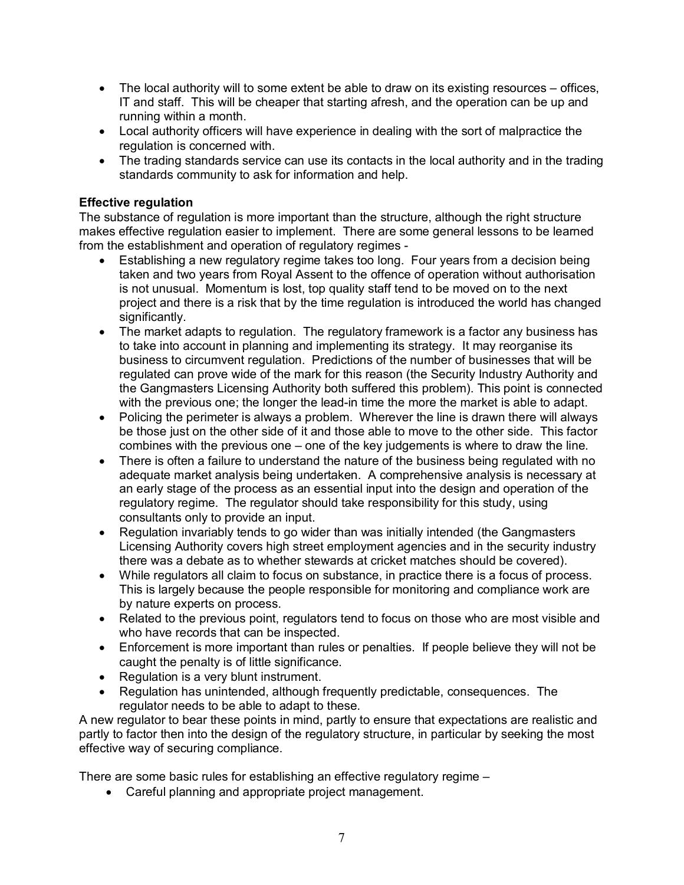- The local authority will to some extent be able to draw on its existing resources – offices, IT and staff. This will be cheaper that starting afresh, and the operation can be up and running within a month.
- Local authority officers will have experience in dealing with the sort of malpractice the regulation is concerned with.
- The trading standards service can use its contacts in the local authority and in the trading standards community to ask for information and help.

**Effective regulation**

The substance of regulation is more important than the structure, although the right structure makes effective regulation easier to implement. There are some general lessons to be learned from the establishment and operation of regulatory regimes -

- Establishing a new regulatory regime takes too long. Four years from a decision being taken and two years from Royal Assent to the offence of operation without authorisation is not unusual. Momentum is lost, top quality staff tend to be moved on to the next project and there is a risk that by the time regulation is introduced the world has changed significantly.
- The market adapts to regulation. The regulatory framework is a factor any business has to take into account in planning and implementing its strategy. It may reorganise its business to circumvent regulation. Predictions of the number of businesses that will be regulated can prove wide of the mark for this reason (the Security Industry Authority and the Gangmasters Licensing Authority both suffered this problem). This point is connected with the previous one; the longer the lead-in time the more the market is able to adapt.
- Policing the perimeter is always a problem. Wherever the line is drawn there will always be those just on the other side of it and those able to move to the other side. This factor combines with the previous one – one of the key judgements is where to draw the line.
- There is often a failure to understand the nature of the business being regulated with no adequate market analysis being undertaken. A comprehensive analysis is necessary at an early stage of the process as an essential input into the design and operation of the regulatory regime. The regulator should take responsibility for this study, using consultants only to provide an input.
- Regulation invariably tends to go wider than was initially intended (the Gangmasters Licensing Authority covers high street employment agencies and in the security industry there was a debate as to whether stewards at cricket matches should be covered).
- While regulators all claim to focus on substance, in practice there is a focus of process. This is largely because the people responsible for monitoring and compliance work are by nature experts on process.
- Related to the previous point, regulators tend to focus on those who are most visible and who have records that can be inspected.
- Enforcement is more important than rules or penalties. If people believe they will not be caught the penalty is of little significance.
- Regulation is a very blunt instrument.
- Regulation has unintended, although frequently predictable, consequences. The regulator needs to be able to adapt to these.

A new regulator to bear these points in mind, partly to ensure that expectations are realistic and partly to factor then into the design of the regulatory structure, in particular by seeking the most effective way of securing compliance.

There are some basic rules for establishing an effective regulatory regime –

- Careful planning and appropriate project management.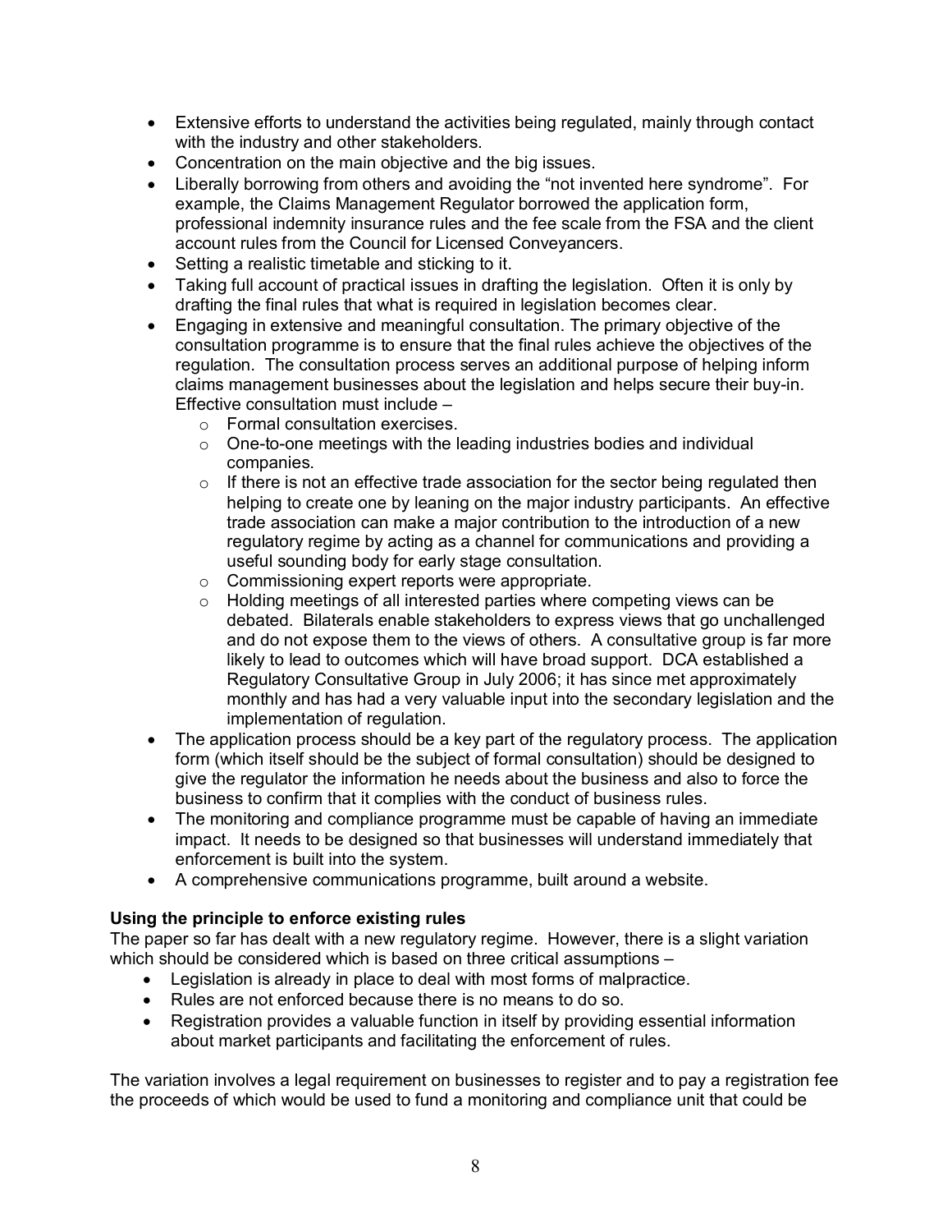- Extensive efforts to understand the activities being regulated, mainly through contact with the industry and other stakeholders.
- Concentration on the main objective and the big issues.
- Liberally borrowing from others and avoiding the "not invented here syndrome". For example, the Claims Management Regulator borrowed the application form, professional indemnity insurance rules and the fee scale from the FSA and the client account rules from the Council for Licensed Conveyancers.
- Setting a realistic timetable and sticking to it.
- Taking full account of practical issues in drafting the legislation. Often it is only by drafting the final rules that what is required in legislation becomes clear.
- Engaging in extensive and meaningful consultation. The primary objective of the consultation programme is to ensure that the final rules achieve the objectives of the regulation. The consultation process serves an additional purpose of helping inform claims management businesses about the legislation and helps secure their buy-in. Effective consultation must include –
  - Formal consultation exercises.
  - One-to-one meetings with the leading industries bodies and individual companies.
  - If there is not an effective trade association for the sector being regulated then helping to create one by leaning on the major industry participants. An effective trade association can make a major contribution to the introduction of a new regulatory regime by acting as a channel for communications and providing a useful sounding body for early stage consultation.
  - Commissioning expert reports were appropriate.
  - Holding meetings of all interested parties where competing views can be debated. Bilaterals enable stakeholders to express views that go unchallenged and do not expose them to the views of others. A consultative group is far more likely to lead to outcomes which will have broad support. DCA established a Regulatory Consultative Group in July 2006; it has since met approximately monthly and has had a very valuable input into the secondary legislation and the implementation of regulation.
- The application process should be a key part of the regulatory process. The application form (which itself should be the subject of formal consultation) should be designed to give the regulator the information he needs about the business and also to force the business to confirm that it complies with the conduct of business rules.
- The monitoring and compliance programme must be capable of having an immediate impact. It needs to be designed so that businesses will understand immediately that enforcement is built into the system.
- A comprehensive communications programme, built around a website.

**Using the principle to enforce existing rules**

The paper so far has dealt with a new regulatory regime. However, there is a slight variation which should be considered which is based on three critical assumptions –

- Legislation is already in place to deal with most forms of malpractice.
- Rules are not enforced because there is no means to do so.
- Registration provides a valuable function in itself by providing essential information about market participants and facilitating the enforcement of rules.

The variation involves a legal requirement on businesses to register and to pay a registration fee the proceeds of which would be used to fund a monitoring and compliance unit that could be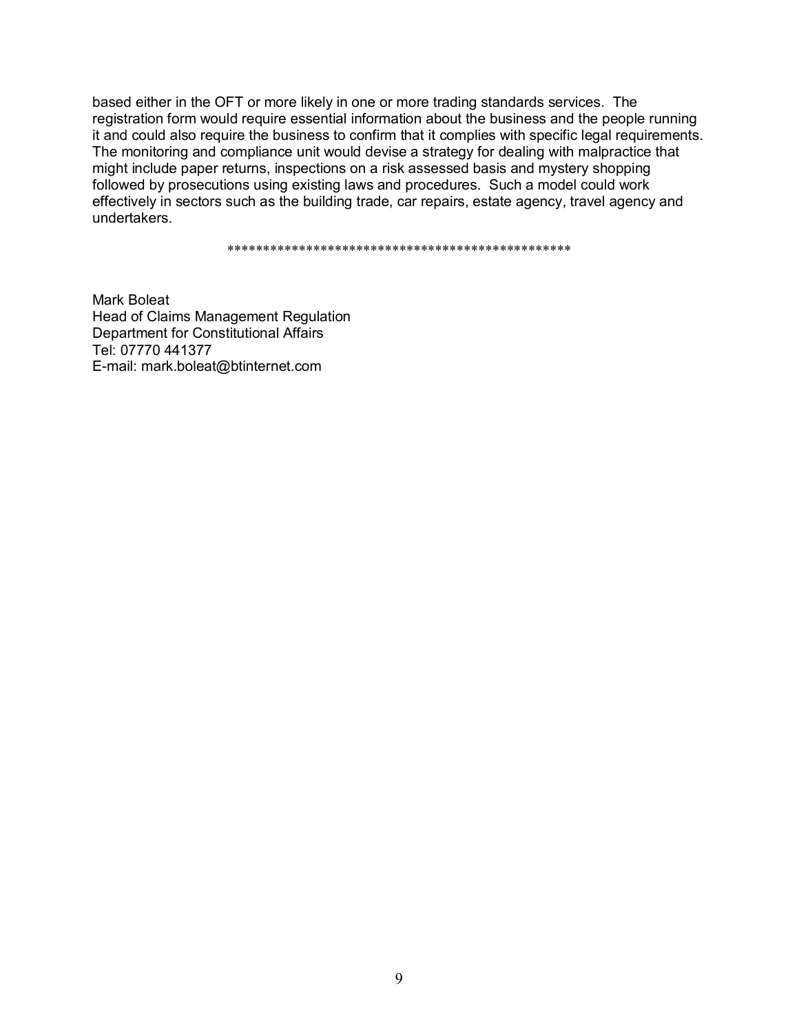based either in the OFT or more likely in one or more trading standards services. The registration form would require essential information about the business and the people running it and could also require the business to confirm that it complies with specific legal requirements. The monitoring and compliance unit would devise a strategy for dealing with malpractice that might include paper returns, inspections on a risk assessed basis and mystery shopping followed by prosecutions using existing laws and procedures. Such a model could work effectively in sectors such as the building trade, car repairs, estate agency, travel agency and undertakers.

\*\*\*\*\*\*\*\*\*\*\*\*\*\*\*\*\*\*\*\*\*\*\*\*\*\*\*\*\*\*\*\*\*\*\*\*\*\*\*\*\*\*\*\*\*\*\*\*\*\*

Mark Boleat
Head of Claims Management Regulation
Department for Constitutional Affairs
Tel: 07770 441377
E-mail: mark.boleat@btinternet.com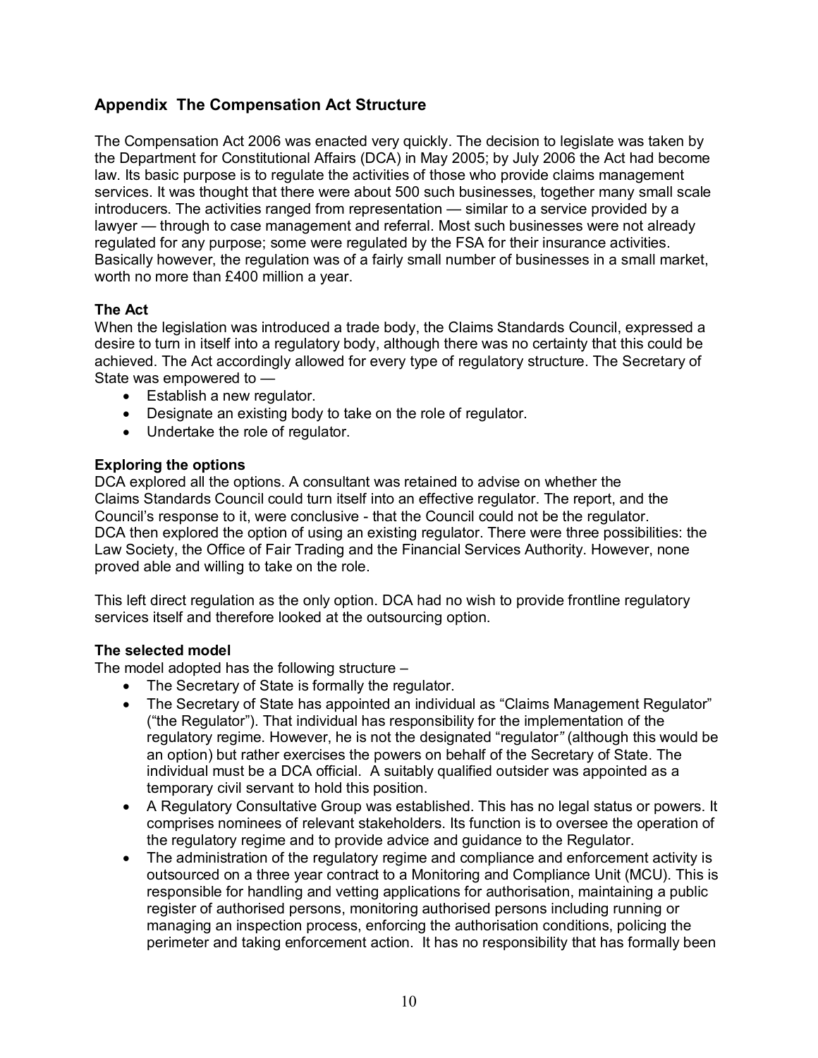## Appendix The Compensation Act Structure

The Compensation Act 2006 was enacted very quickly. The decision to legislate was taken by the Department for Constitutional Affairs (DCA) in May 2005; by July 2006 the Act had become law. Its basic purpose is to regulate the activities of those who provide claims management services. It was thought that there were about 500 such businesses, together many small scale introducers. The activities ranged from representation — similar to a service provided by a lawyer — through to case management and referral. Most such businesses were not already regulated for any purpose; some were regulated by the FSA for their insurance activities. Basically however, the regulation was of a fairly small number of businesses in a small market, worth no more than £400 million a year.

**The Act**

When the legislation was introduced a trade body, the Claims Standards Council, expressed a desire to turn in itself into a regulatory body, although there was no certainty that this could be achieved. The Act accordingly allowed for every type of regulatory structure. The Secretary of State was empowered to —

- Establish a new regulator.
- Designate an existing body to take on the role of regulator.
- Undertake the role of regulator.

**Exploring the options**

DCA explored all the options. A consultant was retained to advise on whether the Claims Standards Council could turn itself into an effective regulator. The report, and the Council's response to it, were conclusive - that the Council could not be the regulator. DCA then explored the option of using an existing regulator. There were three possibilities: the Law Society, the Office of Fair Trading and the Financial Services Authority. However, none proved able and willing to take on the role.

This left direct regulation as the only option. DCA had no wish to provide frontline regulatory services itself and therefore looked at the outsourcing option.

**The selected model**

The model adopted has the following structure –

- The Secretary of State is formally the regulator.
- The Secretary of State has appointed an individual as "Claims Management Regulator" ("the Regulator"). That individual has responsibility for the implementation of the regulatory regime. However, he is not the designated "regulator" (although this would be an option) but rather exercises the powers on behalf of the Secretary of State. The individual must be a DCA official. A suitably qualified outsider was appointed as a temporary civil servant to hold this position.
- A Regulatory Consultative Group was established. This has no legal status or powers. It comprises nominees of relevant stakeholders. Its function is to oversee the operation of the regulatory regime and to provide advice and guidance to the Regulator.
- The administration of the regulatory regime and compliance and enforcement activity is outsourced on a three year contract to a Monitoring and Compliance Unit (MCU). This is responsible for handling and vetting applications for authorisation, maintaining a public register of authorised persons, monitoring authorised persons including running or managing an inspection process, enforcing the authorisation conditions, policing the perimeter and taking enforcement action. It has no responsibility that has formally been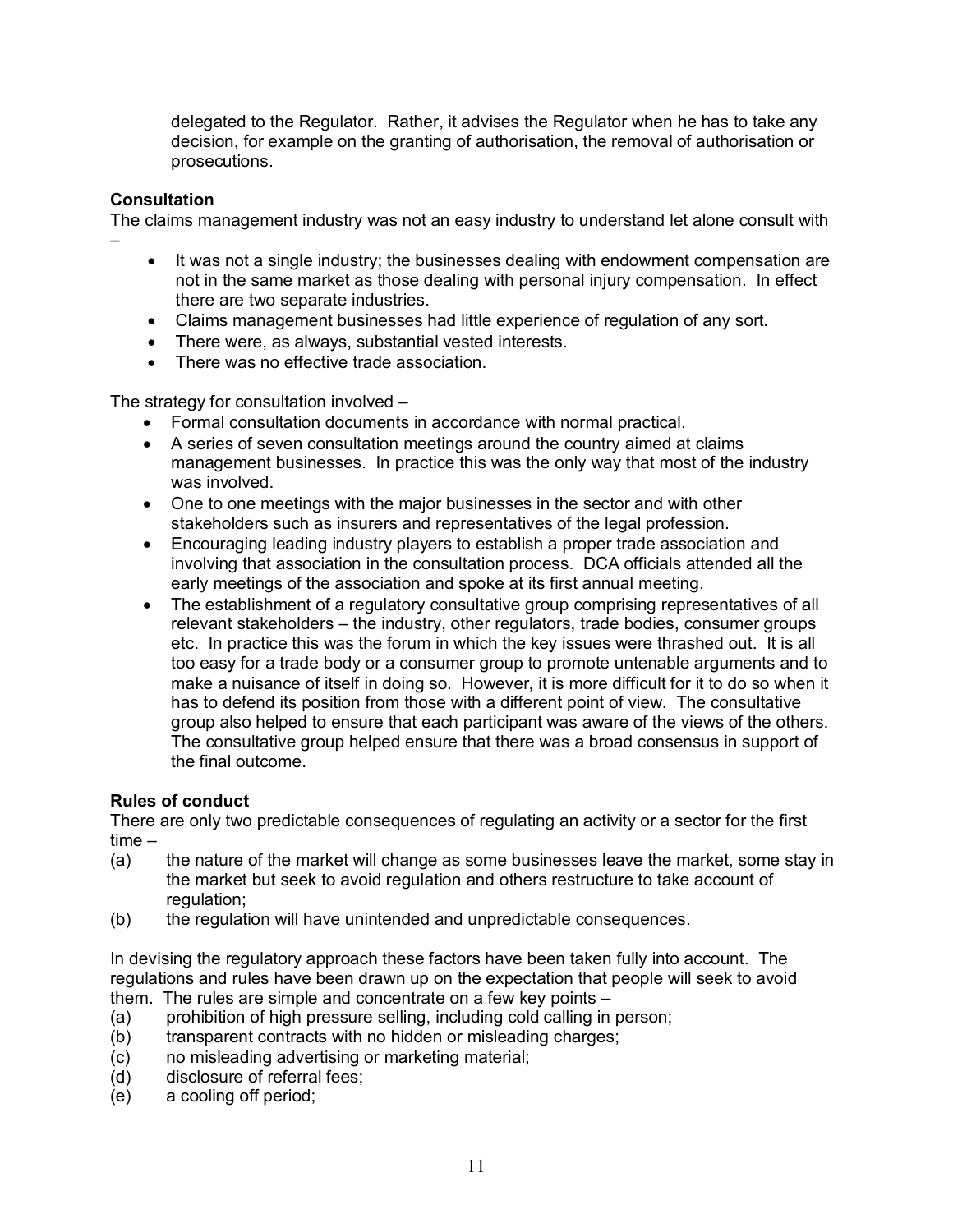delegated to the Regulator. Rather, it advises the Regulator when he has to take any decision, for example on the granting of authorisation, the removal of authorisation or prosecutions.

**Consultation**

The claims management industry was not an easy industry to understand let alone consult with –

- It was not a single industry; the businesses dealing with endowment compensation are not in the same market as those dealing with personal injury compensation. In effect there are two separate industries.
- Claims management businesses had little experience of regulation of any sort.
- There were, as always, substantial vested interests.
- There was no effective trade association.

The strategy for consultation involved –

- Formal consultation documents in accordance with normal practical.
- A series of seven consultation meetings around the country aimed at claims management businesses. In practice this was the only way that most of the industry was involved.
- One to one meetings with the major businesses in the sector and with other stakeholders such as insurers and representatives of the legal profession.
- Encouraging leading industry players to establish a proper trade association and involving that association in the consultation process. DCA officials attended all the early meetings of the association and spoke at its first annual meeting.
- The establishment of a regulatory consultative group comprising representatives of all relevant stakeholders – the industry, other regulators, trade bodies, consumer groups etc. In practice this was the forum in which the key issues were thrashed out. It is all too easy for a trade body or a consumer group to promote untenable arguments and to make a nuisance of itself in doing so. However, it is more difficult for it to do so when it has to defend its position from those with a different point of view. The consultative group also helped to ensure that each participant was aware of the views of the others. The consultative group helped ensure that there was a broad consensus in support of the final outcome.

**Rules of conduct**

There are only two predictable consequences of regulating an activity or a sector for the first time –

(a) the nature of the market will change as some businesses leave the market, some stay in the market but seek to avoid regulation and others restructure to take account of regulation;

(b) the regulation will have unintended and unpredictable consequences.

In devising the regulatory approach these factors have been taken fully into account. The regulations and rules have been drawn up on the expectation that people will seek to avoid them. The rules are simple and concentrate on a few key points –

(a) prohibition of high pressure selling, including cold calling in person;

(b) transparent contracts with no hidden or misleading charges;

(c) no misleading advertising or marketing material;

(d) disclosure of referral fees;

(e) a cooling off period;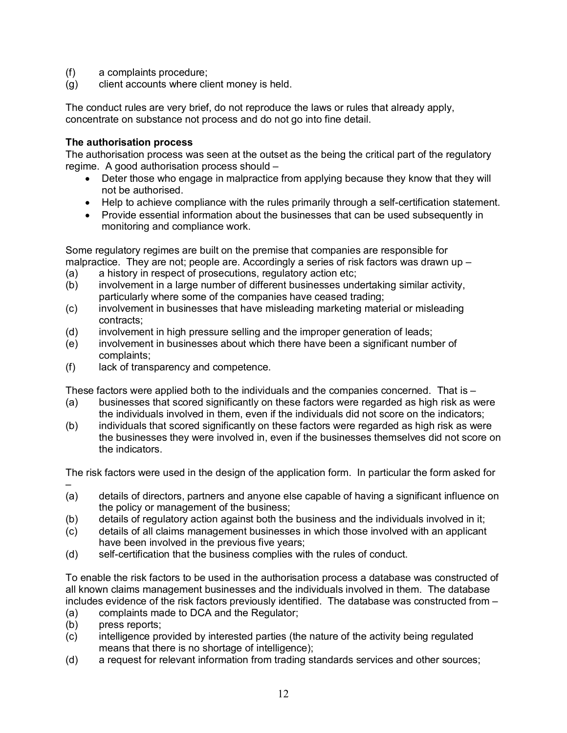(f) a complaints procedure;
(g) client accounts where client money is held.

The conduct rules are very brief, do not reproduce the laws or rules that already apply, concentrate on substance not process and do not go into fine detail.

**The authorisation process**

The authorisation process was seen at the outset as the being the critical part of the regulatory regime. A good authorisation process should –

- Deter those who engage in malpractice from applying because they know that they will not be authorised.
- Help to achieve compliance with the rules primarily through a self-certification statement.
- Provide essential information about the businesses that can be used subsequently in monitoring and compliance work.

Some regulatory regimes are built on the premise that companies are responsible for malpractice. They are not; people are. Accordingly a series of risk factors was drawn up –

(a) a history in respect of prosecutions, regulatory action etc;
(b) involvement in a large number of different businesses undertaking similar activity, particularly where some of the companies have ceased trading;
(c) involvement in businesses that have misleading marketing material or misleading contracts;
(d) involvement in high pressure selling and the improper generation of leads;
(e) involvement in businesses about which there have been a significant number of complaints;
(f) lack of transparency and competence.

These factors were applied both to the individuals and the companies concerned. That is –

(a) businesses that scored significantly on these factors were regarded as high risk as were the individuals involved in them, even if the individuals did not score on the indicators;
(b) individuals that scored significantly on these factors were regarded as high risk as were the businesses they were involved in, even if the businesses themselves did not score on the indicators.

The risk factors were used in the design of the application form. In particular the form asked for –

(a) details of directors, partners and anyone else capable of having a significant influence on the policy or management of the business;
(b) details of regulatory action against both the business and the individuals involved in it;
(c) details of all claims management businesses in which those involved with an applicant have been involved in the previous five years;
(d) self-certification that the business complies with the rules of conduct.

To enable the risk factors to be used in the authorisation process a database was constructed of all known claims management businesses and the individuals involved in them. The database includes evidence of the risk factors previously identified. The database was constructed from –

(a) complaints made to DCA and the Regulator;
(b) press reports;
(c) intelligence provided by interested parties (the nature of the activity being regulated means that there is no shortage of intelligence);
(d) a request for relevant information from trading standards services and other sources;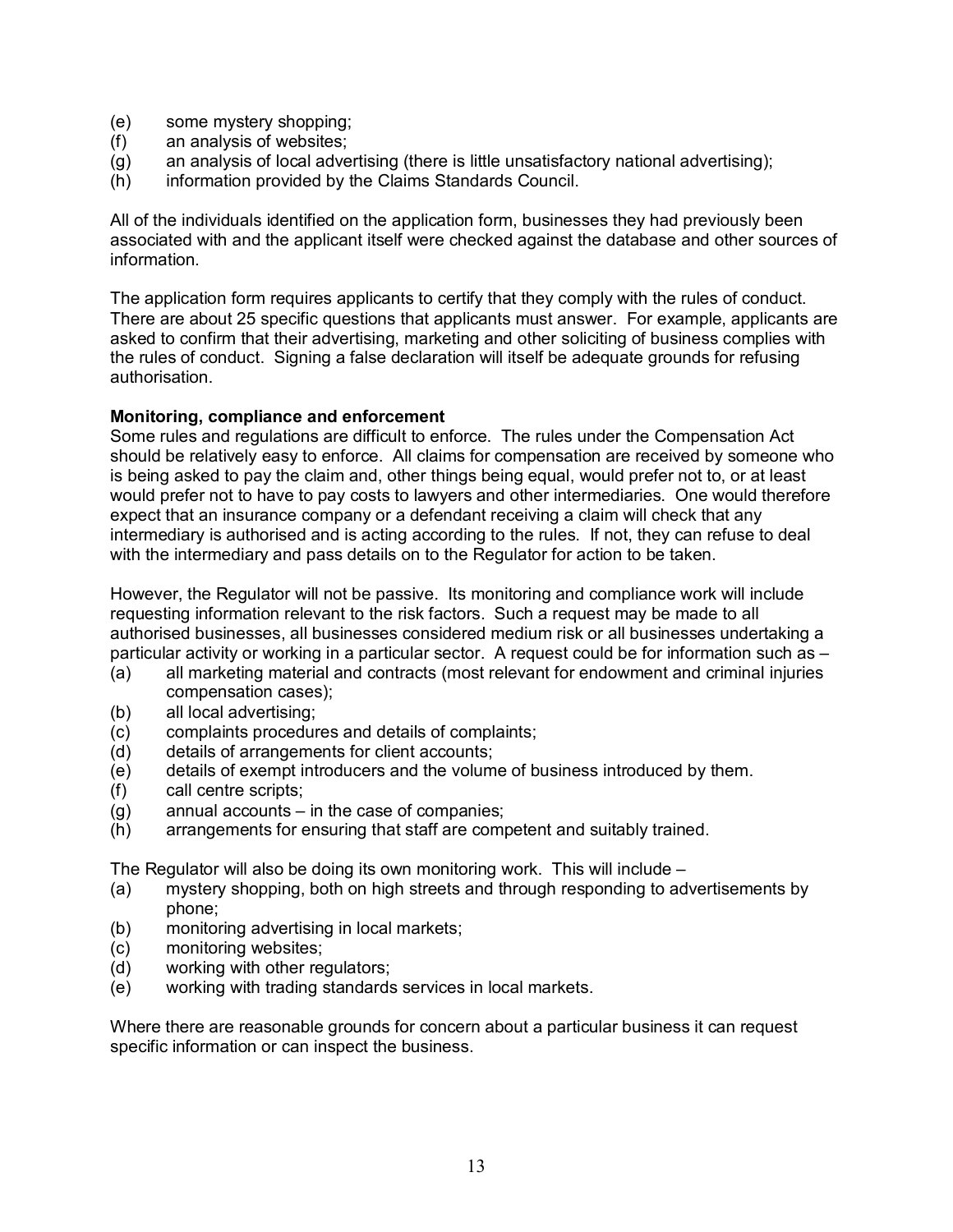(e) some mystery shopping;
(f) an analysis of websites;
(g) an analysis of local advertising (there is little unsatisfactory national advertising);
(h) information provided by the Claims Standards Council.

All of the individuals identified on the application form, businesses they had previously been associated with and the applicant itself were checked against the database and other sources of information.

The application form requires applicants to certify that they comply with the rules of conduct. There are about 25 specific questions that applicants must answer. For example, applicants are asked to confirm that their advertising, marketing and other soliciting of business complies with the rules of conduct. Signing a false declaration will itself be adequate grounds for refusing authorisation.

**Monitoring, compliance and enforcement**

Some rules and regulations are difficult to enforce. The rules under the Compensation Act should be relatively easy to enforce. All claims for compensation are received by someone who is being asked to pay the claim and, other things being equal, would prefer not to, or at least would prefer not to have to pay costs to lawyers and other intermediaries. One would therefore expect that an insurance company or a defendant receiving a claim will check that any intermediary is authorised and is acting according to the rules. If not, they can refuse to deal with the intermediary and pass details on to the Regulator for action to be taken.

However, the Regulator will not be passive. Its monitoring and compliance work will include requesting information relevant to the risk factors. Such a request may be made to all authorised businesses, all businesses considered medium risk or all businesses undertaking a particular activity or working in a particular sector. A request could be for information such as –

(a) all marketing material and contracts (most relevant for endowment and criminal injuries compensation cases);
(b) all local advertising;
(c) complaints procedures and details of complaints;
(d) details of arrangements for client accounts;
(e) details of exempt introducers and the volume of business introduced by them.
(f) call centre scripts;
(g) annual accounts – in the case of companies;
(h) arrangements for ensuring that staff are competent and suitably trained.

The Regulator will also be doing its own monitoring work. This will include –

(a) mystery shopping, both on high streets and through responding to advertisements by phone;
(b) monitoring advertising in local markets;
(c) monitoring websites;
(d) working with other regulators;
(e) working with trading standards services in local markets.

Where there are reasonable grounds for concern about a particular business it can request specific information or can inspect the business.